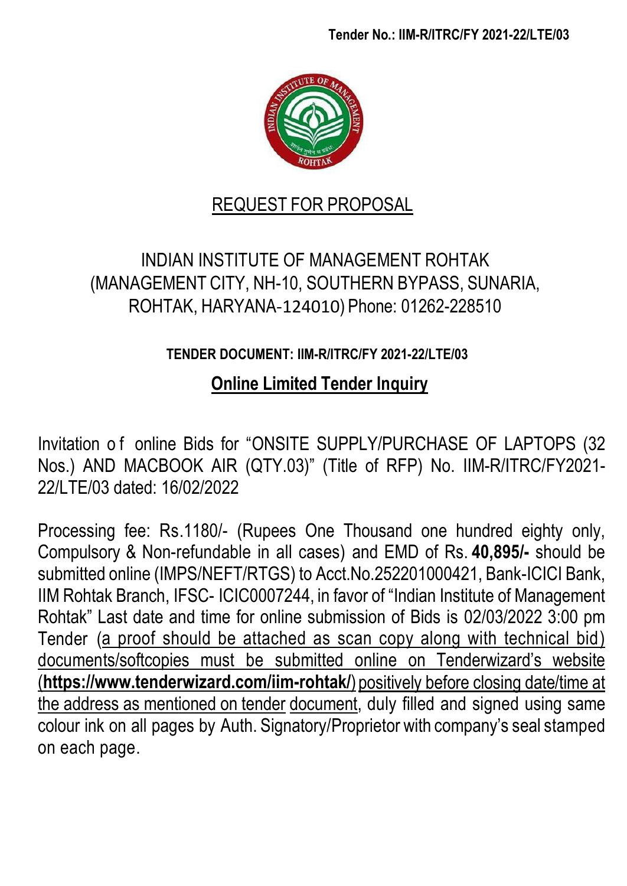Tender No.: IIM-R/ITRC/FY 2021-22/LTE/03

# REQUEST FOR PROPOSAL

## INDIAN INSTITUTE OF MANAGEMENT ROHTAK (MANAGEMENT CITY, NH-10, SOUTHERN BYPASS, SUNARIA, ROHTAK, HARYANA-124010) Phone: 01262-228510

**TENDER DOCUMENT: IIM-R/ITRC/FY 2021-22/LTE/03**

**Online Limited Tender Inquiry**

Invitation of online Bids for "ONSITE SUPPLY/PURCHASE OF LAPTOPS (32 Nos.) AND MACBOOK AIR (QTY.03)" (Title of RFP) No. IIM-R/ITRC/FY2021-22/LTE/03 dated: 16/02/2022

Processing fee: Rs.1180/- (Rupees One Thousand one hundred eighty only, Compulsory & Non-refundable in all cases) and EMD of Rs. **40,895/-** should be submitted online (IMPS/NEFT/RTGS) to Acct.No.252201000421, Bank-ICICI Bank, IIM Rohtak Branch, IFSC- ICIC0007244, in favor of "Indian Institute of Management Rohtak" Last date and time for online submission of Bids is 02/03/2022 3:00 pm Tender (a proof should be attached as scan copy along with technical bid) documents/softcopies must be submitted online on Tenderwizard's website (**https://www.tenderwizard.com/iim-rohtak/**) positively before closing date/time at the address as mentioned on tender document, duly filled and signed using same colour ink on all pages by Auth. Signatory/Proprietor with company's seal stamped on each page.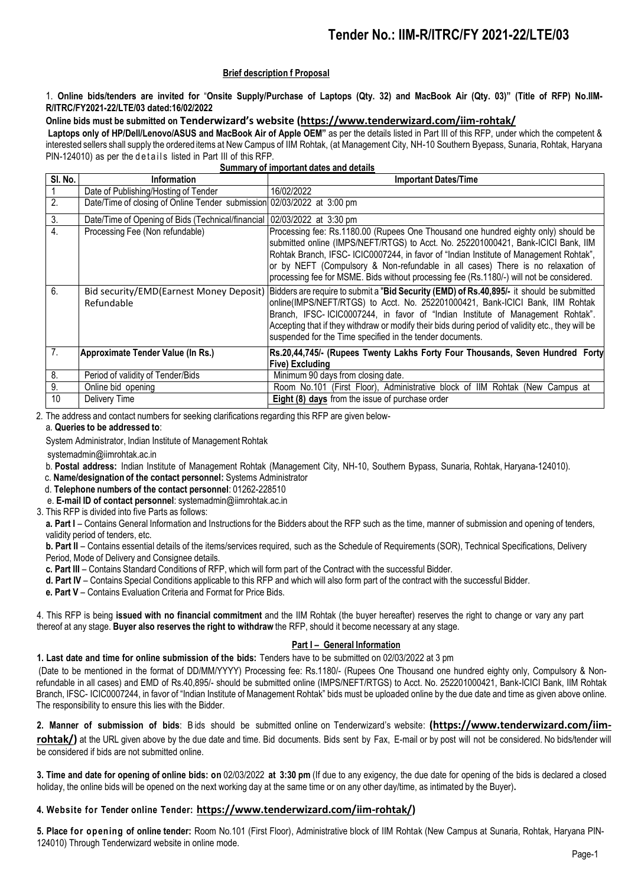# Tender No.: IIM-R/ITRC/FY 2021-22/LTE/03

**Brief description f Proposal**

1. **Online bids/tenders are invited for** "**Onsite Supply/Purchase of Laptops (Qty. 32) and MacBook Air (Qty. 03)" (Title of RFP) No.IIM-R/ITRC/FY2021-22/LTE/03 dated:16/02/2022**

**Online bids must be submitted on Tenderwizard's website (https://www.tenderwizard.com/iim-rohtak/**

**Laptops only of HP/Dell/Lenovo/ASUS and MacBook Air of Apple OEM"** as per the details listed in Part III of this RFP, under which the competent & interested sellers shall supply the ordered items at New Campus of IIM Rohtak, (at Management City, NH-10 Southern Byepass, Sunaria, Rohtak, Haryana PIN-124010) as per the details listed in Part III of this RFP.

**Summary of important dates and details**

| Sl. No. | Information | Important Dates/Time |
|---|---|---|
| 1 | Date of Publishing/Hosting of Tender | 16/02/2022 |
| 2. | Date/Time of closing of Online Tender submission | 02/03/2022 at 3:00 pm |
| 3. | Date/Time of Opening of Bids (Technical/financial | 02/03/2022 at 3:30 pm |
| 4. | Processing Fee (Non refundable) | Processing fee: Rs.1180.00 (Rupees One Thousand one hundred eighty only) should be submitted online (IMPS/NEFT/RTGS) to Acct. No. 252201000421, Bank-ICICI Bank, IIM Rohtak Branch, IFSC- ICIC0007244, in favor of "Indian Institute of Management Rohtak", or by NEFT (Compulsory & Non-refundable in all cases) There is no relaxation of processing fee for MSME. Bids without processing fee (Rs.1180/-) will not be considered. |
| 6. | Bid security/EMD(Earnest Money Deposit) Refundable | Bidders are require to submit a "**Bid Security (EMD) of Rs.40,895/-** it should be submitted online(IMPS/NEFT/RTGS) to Acct. No. 252201000421, Bank-ICICI Bank, IIM Rohtak Branch, IFSC- ICIC0007244, in favor of "Indian Institute of Management Rohtak". Accepting that if they withdraw or modify their bids during period of validity etc., they will be suspended for the Time specified in the tender documents. |
| 7. | **Approximate Tender Value (In Rs.)** | **Rs.20,44,745/- (Rupees Twenty Lakhs Forty Four Thousands, Seven Hundred Forty Five) Excluding** |
| 8. | Period of validity of Tender/Bids | Minimum 90 days from closing date. |
| 9. | Online bid opening | Room No.101 (First Floor), Administrative block of IIM Rohtak (New Campus at |
| 10 | Delivery Time | **Eight (8) days** from the issue of purchase order |

2. The address and contact numbers for seeking clarifications regarding this RFP are given below-

a. **Queries to be addressed to**:

System Administrator, Indian Institute of Management Rohtak

systemadmin@iimrohtak.ac.in

b. **Postal address:** Indian Institute of Management Rohtak (Management City, NH-10, Southern Bypass, Sunaria, Rohtak, Haryana-124010).

c. **Name/designation of the contact personnel:** Systems Administrator

d. **Telephone numbers of the contact personnel**: 01262-228510

e. **E-mail ID of contact personnel**: systemadmin@iimrohtak.ac.in

3. This RFP is divided into five Parts as follows:

**a. Part I** – Contains General Information and Instructions for the Bidders about the RFP such as the time, manner of submission and opening of tenders, validity period of tenders, etc.

**b. Part II** – Contains essential details of the items/services required, such as the Schedule of Requirements (SOR), Technical Specifications, Delivery Period, Mode of Delivery and Consignee details.

**c. Part III** – Contains Standard Conditions of RFP, which will form part of the Contract with the successful Bidder.

**d. Part IV** – Contains Special Conditions applicable to this RFP and which will also form part of the contract with the successful Bidder.

**e. Part V** – Contains Evaluation Criteria and Format for Price Bids.

4. This RFP is being **issued with no financial commitment** and the IIM Rohtak (the buyer hereafter) reserves the right to change or vary any part thereof at any stage. **Buyer also reserves the right to withdraw** the RFP, should it become necessary at any stage.

## Part I – General Information

**1. Last date and time for online submission of the bids:** Tenders have to be submitted on 02/03/2022 at 3 pm

(Date to be mentioned in the format of DD/MM/YYYY) Processing fee: Rs.1180/- (Rupees One Thousand one hundred eighty only, Compulsory & Non-refundable in all cases) and EMD of Rs.40,895/- should be submitted online (IMPS/NEFT/RTGS) to Acct. No. 252201000421, Bank-ICICI Bank, IIM Rohtak Branch, IFSC- ICIC0007244, in favor of "Indian Institute of Management Rohtak" bids must be uploaded online by the due date and time as given above online. The responsibility to ensure this lies with the Bidder.

**2. Manner of submission of bids**: Bids should be submitted online on Tenderwizard's website: **(https://www.tenderwizard.com/iim-rohtak/)** at the URL given above by the due date and time. Bid documents. Bids sent by Fax, E-mail or by post will not be considered. No bids/tender will be considered if bids are not submitted online.

**3. Time and date for opening of online bids: on** 02/03/2022 **at 3:30 pm** (If due to any exigency, the due date for opening of the bids is declared a closed holiday, the online bids will be opened on the next working day at the same time or on any other day/time, as intimated by the Buyer)**.**

**4. Website for Tender online Tender: https://www.tenderwizard.com/iim-rohtak/)**

**5. Place for opening of online tender:** Room No.101 (First Floor), Administrative block of IIM Rohtak (New Campus at Sunaria, Rohtak, Haryana PIN-124010) Through Tenderwizard website in online mode.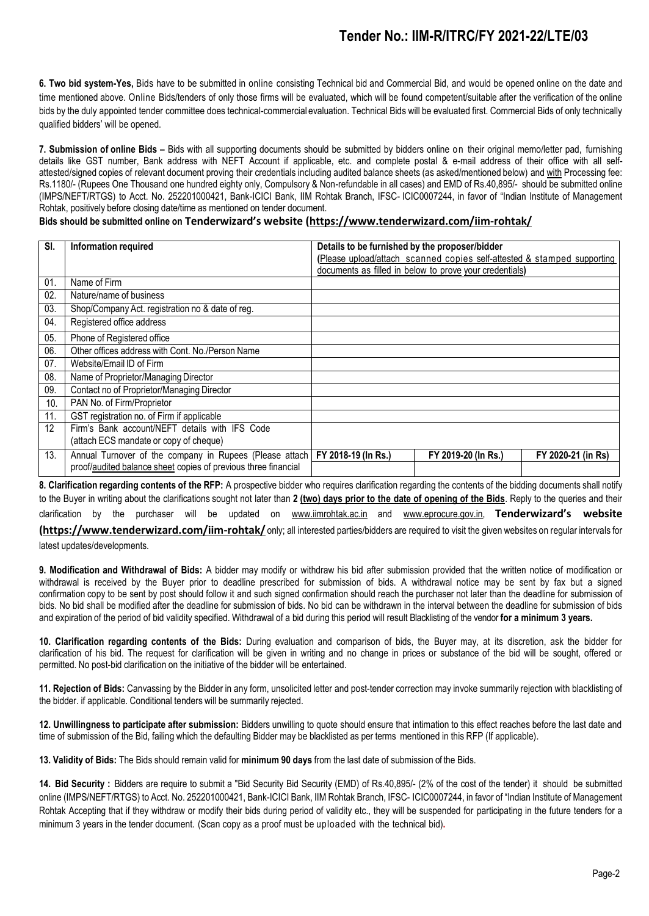**6. Two bid system-Yes,** Bids have to be submitted in online consisting Technical bid and Commercial Bid, and would be opened online on the date and time mentioned above. Online Bids/tenders of only those firms will be evaluated, which will be found competent/suitable after the verification of the online bids by the duly appointed tender committee does technical-commercial evaluation. Technical Bids will be evaluated first. Commercial Bids of only technically qualified bidders' will be opened.

**7. Submission of online Bids –** Bids with all supporting documents should be submitted by bidders online on their original memo/letter pad, furnishing details like GST number, Bank address with NEFT Account if applicable, etc. and complete postal & e-mail address of their office with all self-attested/signed copies of relevant document proving their credentials including audited balance sheets (as asked/mentioned below) and with Processing fee: Rs.1180/- (Rupees One Thousand one hundred eighty only, Compulsory & Non-refundable in all cases) and EMD of Rs.40,895/- should be submitted online (IMPS/NEFT/RTGS) to Acct. No. 252201000421, Bank-ICICI Bank, IIM Rohtak Branch, IFSC- ICIC0007244, in favor of "Indian Institute of Management Rohtak, positively before closing date/time as mentioned on tender document.

**Bids should be submitted online on Tenderwizard's website (https://www.tenderwizard.com/iim-rohtak/**

| Sl. | Information required | Details to be furnished by the proposer/bidder (Please upload/attach scanned copies self-attested & stamped supporting documents as filled in below to prove your credentials) | | |
|---|---|---|---|---|
| 01. | Name of Firm | | | |
| 02. | Nature/name of business | | | |
| 03. | Shop/Company Act. registration no & date of reg. | | | |
| 04. | Registered office address | | | |
| 05. | Phone of Registered office | | | |
| 06. | Other offices address with Cont. No./Person Name | | | |
| 07. | Website/Email ID of Firm | | | |
| 08. | Name of Proprietor/Managing Director | | | |
| 09. | Contact no of Proprietor/Managing Director | | | |
| 10. | PAN No. of Firm/Proprietor | | | |
| 11. | GST registration no. of Firm if applicable | | | |
| 12 | Firm's Bank account/NEFT details with IFS Code (attach ECS mandate or copy of cheque) | | | |
| 13. | Annual Turnover of the company in Rupees (Please attach proof/audited balance sheet copies of previous three financial | FY 2018-19 (In Rs.) | FY 2019-20 (In Rs.) | FY 2020-21 (in Rs) |
| | | | | |

**8. Clarification regarding contents of the RFP:** A prospective bidder who requires clarification regarding the contents of the bidding documents shall notify to the Buyer in writing about the clarifications sought not later than **2 (two) days prior to the date of opening of the Bids**. Reply to the queries and their clarification by the purchaser will be updated on www.iimrohtak.ac.in and www.eprocure.gov.in, **Tenderwizard's website (https://www.tenderwizard.com/iim-rohtak/** only; all interested parties/bidders are required to visit the given websites on regular intervals for latest updates/developments.

**9. Modification and Withdrawal of Bids:** A bidder may modify or withdraw his bid after submission provided that the written notice of modification or withdrawal is received by the Buyer prior to deadline prescribed for submission of bids. A withdrawal notice may be sent by fax but a signed confirmation copy to be sent by post should follow it and such signed confirmation should reach the purchaser not later than the deadline for submission of bids. No bid shall be modified after the deadline for submission of bids. No bid can be withdrawn in the interval between the deadline for submission of bids and expiration of the period of bid validity specified. Withdrawal of a bid during this period will result Blacklisting of the vendor **for a minimum 3 years.**

**10. Clarification regarding contents of the Bids:** During evaluation and comparison of bids, the Buyer may, at its discretion, ask the bidder for clarification of his bid. The request for clarification will be given in writing and no change in prices or substance of the bid will be sought, offered or permitted. No post-bid clarification on the initiative of the bidder will be entertained.

**11. Rejection of Bids:** Canvassing by the Bidder in any form, unsolicited letter and post-tender correction may invoke summarily rejection with blacklisting of the bidder. if applicable. Conditional tenders will be summarily rejected.

**12. Unwillingness to participate after submission:** Bidders unwilling to quote should ensure that intimation to this effect reaches before the last date and time of submission of the Bid, failing which the defaulting Bidder may be blacklisted as per terms mentioned in this RFP (If applicable).

**13. Validity of Bids:** The Bids should remain valid for **minimum 90 days** from the last date of submission of the Bids.

**14. Bid Security :** Bidders are require to submit a "Bid Security Bid Security (EMD) of Rs.40,895/- (2% of the cost of the tender) it should be submitted online (IMPS/NEFT/RTGS) to Acct. No. 252201000421, Bank-ICICI Bank, IIM Rohtak Branch, IFSC- ICIC0007244, in favor of "Indian Institute of Management Rohtak Accepting that if they withdraw or modify their bids during period of validity etc., they will be suspended for participating in the future tenders for a minimum 3 years in the tender document. (Scan copy as a proof must be uploaded with the technical bid).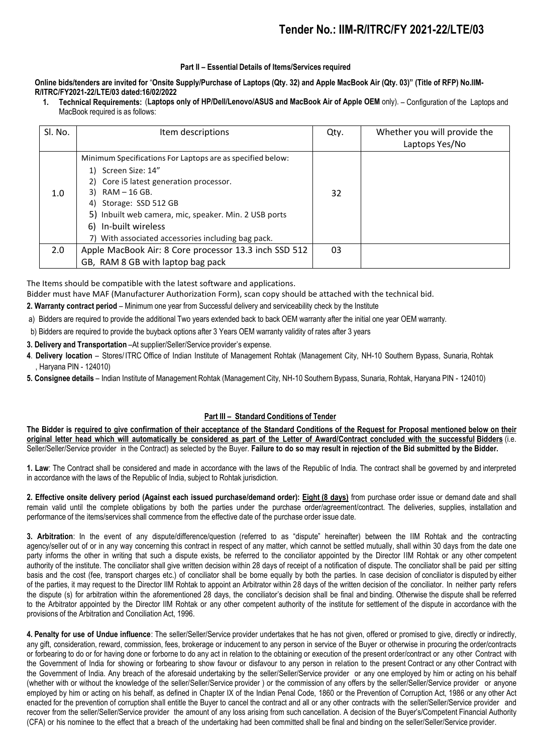# Tender No.: IIM-R/ITRC/FY 2021-22/LTE/03

### Part II – Essential Details of Items/Services required

**Online bids/tenders are invited for "Onsite Supply/Purchase of Laptops (Qty. 32) and Apple MacBook Air (Qty. 03)" (Title of RFP) No.IIM-R/ITRC/FY2021-22/LTE/03 dated:16/02/2022**

1. **Technical Requirements:** (**Laptops only of HP/Dell/Lenovo/ASUS and MacBook Air of Apple OEM** only). – Configuration of the Laptops and MacBook required is as follows:

| Sl. No. | Item descriptions | Qty. | Whether you will provide the Laptops Yes/No |
|---|---|---|---|
| 1.0 | Minimum Specifications For Laptops are as specified below:<br>1) Screen Size: 14"<br>2) Core i5 latest generation processor.<br>3) RAM – 16 GB.<br>4) Storage: SSD 512 GB<br>5) Inbuilt web camera, mic, speaker. Min. 2 USB ports<br>6) In-built wireless<br>7) With associated accessories including bag pack. | 32 | |
| 2.0 | Apple MacBook Air: 8 Core processor 13.3 inch SSD 512 GB, RAM 8 GB with laptop bag pack | 03 | |

The Items should be compatible with the latest software and applications.

Bidder must have MAF (Manufacturer Authorization Form), scan copy should be attached with the technical bid.

**2. Warranty contract period** – Minimum one year from Successful delivery and serviceability check by the Institute

a) Bidders are required to provide the additional Two years extended back to back OEM warranty after the initial one year OEM warranty.

b) Bidders are required to provide the buyback options after 3 Years OEM warranty validity of rates after 3 years

**3. Delivery and Transportation** –At supplier/Seller/Service provider's expense.

**4**. **Delivery location** – Stores/ ITRC Office of Indian Institute of Management Rohtak (Management City, NH-10 Southern Bypass, Sunaria, Rohtak , Haryana PIN - 124010)

**5. Consignee details** – Indian Institute of Management Rohtak (Management City, NH-10 Southern Bypass, Sunaria, Rohtak, Haryana PIN - 124010)

### Part III – Standard Conditions of Tender

**The Bidder is required to give confirmation of their acceptance of the Standard Conditions of the Request for Proposal mentioned below on their original letter head which will automatically be considered as part of the Letter of Award/Contract concluded with the successful Bidders** (i.e. Seller/Seller/Service provider in the Contract) as selected by the Buyer. **Failure to do so may result in rejection of the Bid submitted by the Bidder.**

**1. Law**: The Contract shall be considered and made in accordance with the laws of the Republic of India. The contract shall be governed by and interpreted in accordance with the laws of the Republic of India, subject to Rohtak jurisdiction.

**2. Effective onsite delivery period (Against each issued purchase/demand order): Eight (8 days)** from purchase order issue or demand date and shall remain valid until the complete obligations by both the parties under the purchase order/agreement/contract. The deliveries, supplies, installation and performance of the items/services shall commence from the effective date of the purchase order issue date.

**3. Arbitration**: In the event of any dispute/difference/question (referred to as "dispute" hereinafter) between the IIM Rohtak and the contracting agency/seller out of or in any way concerning this contract in respect of any matter, which cannot be settled mutually, shall within 30 days from the date one party informs the other in writing that such a dispute exists, be referred to the conciliator appointed by the Director IIM Rohtak or any other competent authority of the institute. The conciliator shall give written decision within 28 days of receipt of a notification of dispute. The conciliator shall be paid per sitting basis and the cost (fee, transport charges etc.) of conciliator shall be borne equally by both the parties. In case decision of conciliator is disputed by either of the parties, it may request to the Director IIM Rohtak to appoint an Arbitrator within 28 days of the written decision of the conciliator. In neither party refers the dispute (s) for arbitration within the aforementioned 28 days, the conciliator's decision shall be final and binding. Otherwise the dispute shall be referred to the Arbitrator appointed by the Director IIM Rohtak or any other competent authority of the institute for settlement of the dispute in accordance with the provisions of the Arbitration and Conciliation Act, 1996.

**4. Penalty for use of Undue influence**: The seller/Seller/Service provider undertakes that he has not given, offered or promised to give, directly or indirectly, any gift, consideration, reward, commission, fees, brokerage or inducement to any person in service of the Buyer or otherwise in procuring the order/contracts or forbearing to do or for having done or forborne to do any act in relation to the obtaining or execution of the present order/contract or any other Contract with the Government of India for showing or forbearing to show favour or disfavour to any person in relation to the present Contract or any other Contract with the Government of India. Any breach of the aforesaid undertaking by the seller/Seller/Service provider or any one employed by him or acting on his behalf (whether with or without the knowledge of the seller/Seller/Service provider ) or the commission of any offers by the seller/Seller/Service provider or anyone employed by him or acting on his behalf, as defined in Chapter IX of the Indian Penal Code, 1860 or the Prevention of Corruption Act, 1986 or any other Act enacted for the prevention of corruption shall entitle the Buyer to cancel the contract and all or any other contracts with the seller/Seller/Service provider and recover from the seller/Seller/Service provider the amount of any loss arising from such cancellation. A decision of the Buyer's/Competent Financial Authority (CFA) or his nominee to the effect that a breach of the undertaking had been committed shall be final and binding on the seller/Seller/Service provider.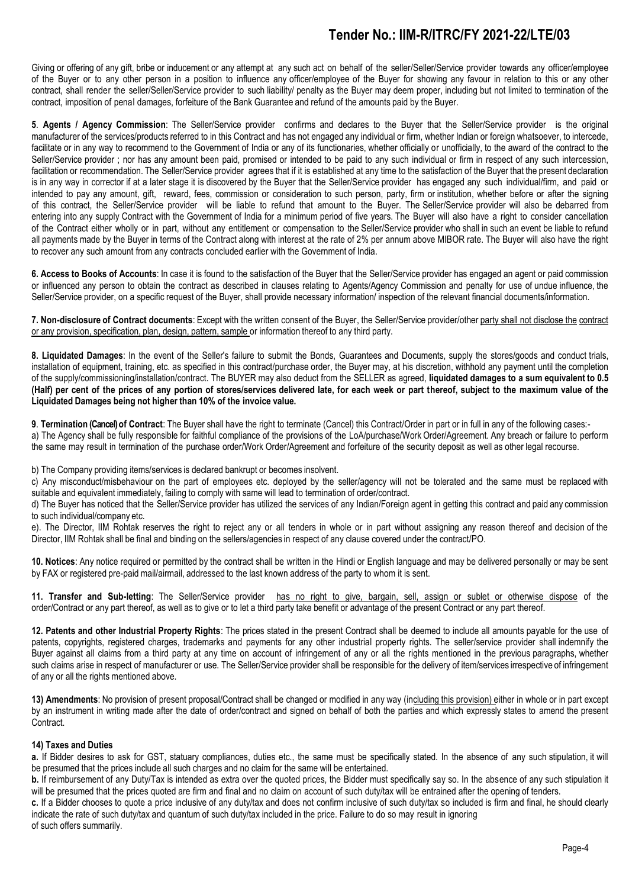Giving or offering of any gift, bribe or inducement or any attempt at any such act on behalf of the seller/Seller/Service provider towards any officer/employee of the Buyer or to any other person in a position to influence any officer/employee of the Buyer for showing any favour in relation to this or any other contract, shall render the seller/Seller/Service provider to such liability/ penalty as the Buyer may deem proper, including but not limited to termination of the contract, imposition of penal damages, forfeiture of the Bank Guarantee and refund of the amounts paid by the Buyer.

**5**. **Agents / Agency Commission**: The Seller/Service provider confirms and declares to the Buyer that the Seller/Service provider is the original manufacturer of the services/products referred to in this Contract and has not engaged any individual or firm, whether Indian or foreign whatsoever, to intercede, facilitate or in any way to recommend to the Government of India or any of its functionaries, whether officially or unofficially, to the award of the contract to the Seller/Service provider ; nor has any amount been paid, promised or intended to be paid to any such individual or firm in respect of any such intercession, facilitation or recommendation. The Seller/Service provider agrees that if it is established at any time to the satisfaction of the Buyer that the present declaration is in any way in corrector if at a later stage it is discovered by the Buyer that the Seller/Service provider has engaged any such individual/firm, and paid or intended to pay any amount, gift, reward, fees, commission or consideration to such person, party, firm or institution, whether before or after the signing of this contract, the Seller/Service provider will be liable to refund that amount to the Buyer. The Seller/Service provider will also be debarred from entering into any supply Contract with the Government of India for a minimum period of five years. The Buyer will also have a right to consider cancellation of the Contract either wholly or in part, without any entitlement or compensation to the Seller/Service provider who shall in such an event be liable to refund all payments made by the Buyer in terms of the Contract along with interest at the rate of 2% per annum above MIBOR rate. The Buyer will also have the right to recover any such amount from any contracts concluded earlier with the Government of India.

**6. Access to Books of Accounts**: In case it is found to the satisfaction of the Buyer that the Seller/Service provider has engaged an agent or paid commission or influenced any person to obtain the contract as described in clauses relating to Agents/Agency Commission and penalty for use of undue influence, the Seller/Service provider, on a specific request of the Buyer, shall provide necessary information/ inspection of the relevant financial documents/information.

**7. Non-disclosure of Contract documents**: Except with the written consent of the Buyer, the Seller/Service provider/other party shall not disclose the contract or any provision, specification, plan, design, pattern, sample or information thereof to any third party.

**8. Liquidated Damages**: In the event of the Seller's failure to submit the Bonds, Guarantees and Documents, supply the stores/goods and conduct trials, installation of equipment, training, etc. as specified in this contract/purchase order, the Buyer may, at his discretion, withhold any payment until the completion of the supply/commissioning/installation/contract. The BUYER may also deduct from the SELLER as agreed, **liquidated damages to a sum equivalent to 0.5 (Half) per cent of the prices of any portion of stores/services delivered late, for each week or part thereof, subject to the maximum value of the Liquidated Damages being not higher than 10% of the invoice value.**

**9**. **Termination (Cancel) of Contract**: The Buyer shall have the right to terminate (Cancel) this Contract/Order in part or in full in any of the following cases:-

a) The Agency shall be fully responsible for faithful compliance of the provisions of the LoA/purchase/Work Order/Agreement. Any breach or failure to perform the same may result in termination of the purchase order/Work Order/Agreement and forfeiture of the security deposit as well as other legal recourse.

b) The Company providing items/services is declared bankrupt or becomes insolvent.

c) Any misconduct/misbehaviour on the part of employees etc. deployed by the seller/agency will not be tolerated and the same must be replaced with suitable and equivalent immediately, failing to comply with same will lead to termination of order/contract.

d) The Buyer has noticed that the Seller/Service provider has utilized the services of any Indian/Foreign agent in getting this contract and paid any commission to such individual/company etc.

e). The Director, IIM Rohtak reserves the right to reject any or all tenders in whole or in part without assigning any reason thereof and decision of the Director, IIM Rohtak shall be final and binding on the sellers/agencies in respect of any clause covered under the contract/PO.

**10. Notices**: Any notice required or permitted by the contract shall be written in the Hindi or English language and may be delivered personally or may be sent by FAX or registered pre-paid mail/airmail, addressed to the last known address of the party to whom it is sent.

**11. Transfer and Sub-letting**: The Seller/Service provider has no right to give, bargain, sell, assign or sublet or otherwise dispose of the order/Contract or any part thereof, as well as to give or to let a third party take benefit or advantage of the present Contract or any part thereof.

**12. Patents and other Industrial Property Rights**: The prices stated in the present Contract shall be deemed to include all amounts payable for the use of patents, copyrights, registered charges, trademarks and payments for any other industrial property rights. The seller/service provider shall indemnify the Buyer against all claims from a third party at any time on account of infringement of any or all the rights mentioned in the previous paragraphs, whether such claims arise in respect of manufacturer or use. The Seller/Service provider shall be responsible for the delivery of item/services irrespective of infringement of any or all the rights mentioned above.

**13) Amendments**: No provision of present proposal/Contract shall be changed or modified in any way (including this provision) either in whole or in part except by an instrument in writing made after the date of order/contract and signed on behalf of both the parties and which expressly states to amend the present Contract.

**14) Taxes and Duties**

**a.** If Bidder desires to ask for GST, statuary compliances, duties etc., the same must be specifically stated. In the absence of any such stipulation, it will be presumed that the prices include all such charges and no claim for the same will be entertained.

**b.** If reimbursement of any Duty/Tax is intended as extra over the quoted prices, the Bidder must specifically say so. In the absence of any such stipulation it will be presumed that the prices quoted are firm and final and no claim on account of such duty/tax will be entrained after the opening of tenders.

**c.** If a Bidder chooses to quote a price inclusive of any duty/tax and does not confirm inclusive of such duty/tax so included is firm and final, he should clearly indicate the rate of such duty/tax and quantum of such duty/tax included in the price. Failure to do so may result in ignoring of such offers summarily.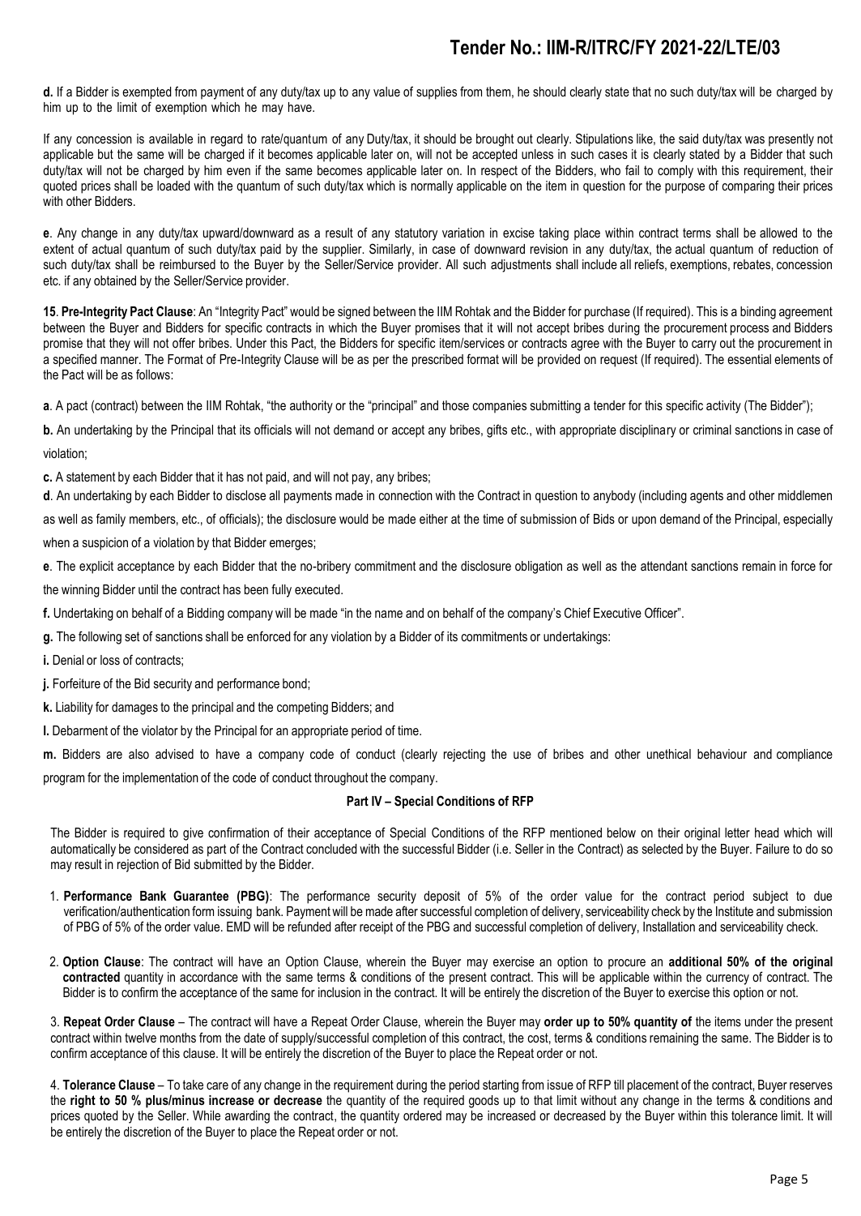**d.** If a Bidder is exempted from payment of any duty/tax up to any value of supplies from them, he should clearly state that no such duty/tax will be charged by him up to the limit of exemption which he may have.

If any concession is available in regard to rate/quantum of any Duty/tax, it should be brought out clearly. Stipulations like, the said duty/tax was presently not applicable but the same will be charged if it becomes applicable later on, will not be accepted unless in such cases it is clearly stated by a Bidder that such duty/tax will not be charged by him even if the same becomes applicable later on. In respect of the Bidders, who fail to comply with this requirement, their quoted prices shall be loaded with the quantum of such duty/tax which is normally applicable on the item in question for the purpose of comparing their prices with other Bidders.

**e**. Any change in any duty/tax upward/downward as a result of any statutory variation in excise taking place within contract terms shall be allowed to the extent of actual quantum of such duty/tax paid by the supplier. Similarly, in case of downward revision in any duty/tax, the actual quantum of reduction of such duty/tax shall be reimbursed to the Buyer by the Seller/Service provider. All such adjustments shall include all reliefs, exemptions, rebates, concession etc. if any obtained by the Seller/Service provider.

**15**. **Pre-Integrity Pact Clause**: An "Integrity Pact" would be signed between the IIM Rohtak and the Bidder for purchase (If required). This is a binding agreement between the Buyer and Bidders for specific contracts in which the Buyer promises that it will not accept bribes during the procurement process and Bidders promise that they will not offer bribes. Under this Pact, the Bidders for specific item/services or contracts agree with the Buyer to carry out the procurement in a specified manner. The Format of Pre-Integrity Clause will be as per the prescribed format will be provided on request (If required). The essential elements of the Pact will be as follows:

**a**. A pact (contract) between the IIM Rohtak, "the authority or the "principal" and those companies submitting a tender for this specific activity (The Bidder");

**b.** An undertaking by the Principal that its officials will not demand or accept any bribes, gifts etc., with appropriate disciplinary or criminal sanctions in case of violation;

**c.** A statement by each Bidder that it has not paid, and will not pay, any bribes;

**d**. An undertaking by each Bidder to disclose all payments made in connection with the Contract in question to anybody (including agents and other middlemen as well as family members, etc., of officials); the disclosure would be made either at the time of submission of Bids or upon demand of the Principal, especially when a suspicion of a violation by that Bidder emerges;

**e**. The explicit acceptance by each Bidder that the no-bribery commitment and the disclosure obligation as well as the attendant sanctions remain in force for the winning Bidder until the contract has been fully executed.

**f.** Undertaking on behalf of a Bidding company will be made "in the name and on behalf of the company's Chief Executive Officer".

**g.** The following set of sanctions shall be enforced for any violation by a Bidder of its commitments or undertakings:

**i.** Denial or loss of contracts;

**j.** Forfeiture of the Bid security and performance bond;

**k.** Liability for damages to the principal and the competing Bidders; and

**l.** Debarment of the violator by the Principal for an appropriate period of time.

**m.** Bidders are also advised to have a company code of conduct (clearly rejecting the use of bribes and other unethical behaviour and compliance program for the implementation of the code of conduct throughout the company.

## Part IV – Special Conditions of RFP

The Bidder is required to give confirmation of their acceptance of Special Conditions of the RFP mentioned below on their original letter head which will automatically be considered as part of the Contract concluded with the successful Bidder (i.e. Seller in the Contract) as selected by the Buyer. Failure to do so may result in rejection of Bid submitted by the Bidder.

1. **Performance Bank Guarantee (PBG)**: The performance security deposit of 5% of the order value for the contract period subject to due verification/authentication form issuing bank. Payment will be made after successful completion of delivery, serviceability check by the Institute and submission of PBG of 5% of the order value. EMD will be refunded after receipt of the PBG and successful completion of delivery, Installation and serviceability check.

2. **Option Clause**: The contract will have an Option Clause, wherein the Buyer may exercise an option to procure an **additional 50% of the original contracted** quantity in accordance with the same terms & conditions of the present contract. This will be applicable within the currency of contract. The Bidder is to confirm the acceptance of the same for inclusion in the contract. It will be entirely the discretion of the Buyer to exercise this option or not.

3. **Repeat Order Clause** – The contract will have a Repeat Order Clause, wherein the Buyer may **order up to 50% quantity of** the items under the present contract within twelve months from the date of supply/successful completion of this contract, the cost, terms & conditions remaining the same. The Bidder is to confirm acceptance of this clause. It will be entirely the discretion of the Buyer to place the Repeat order or not.

4. **Tolerance Clause** – To take care of any change in the requirement during the period starting from issue of RFP till placement of the contract, Buyer reserves the **right to 50 % plus/minus increase or decrease** the quantity of the required goods up to that limit without any change in the terms & conditions and prices quoted by the Seller. While awarding the contract, the quantity ordered may be increased or decreased by the Buyer within this tolerance limit. It will be entirely the discretion of the Buyer to place the Repeat order or not.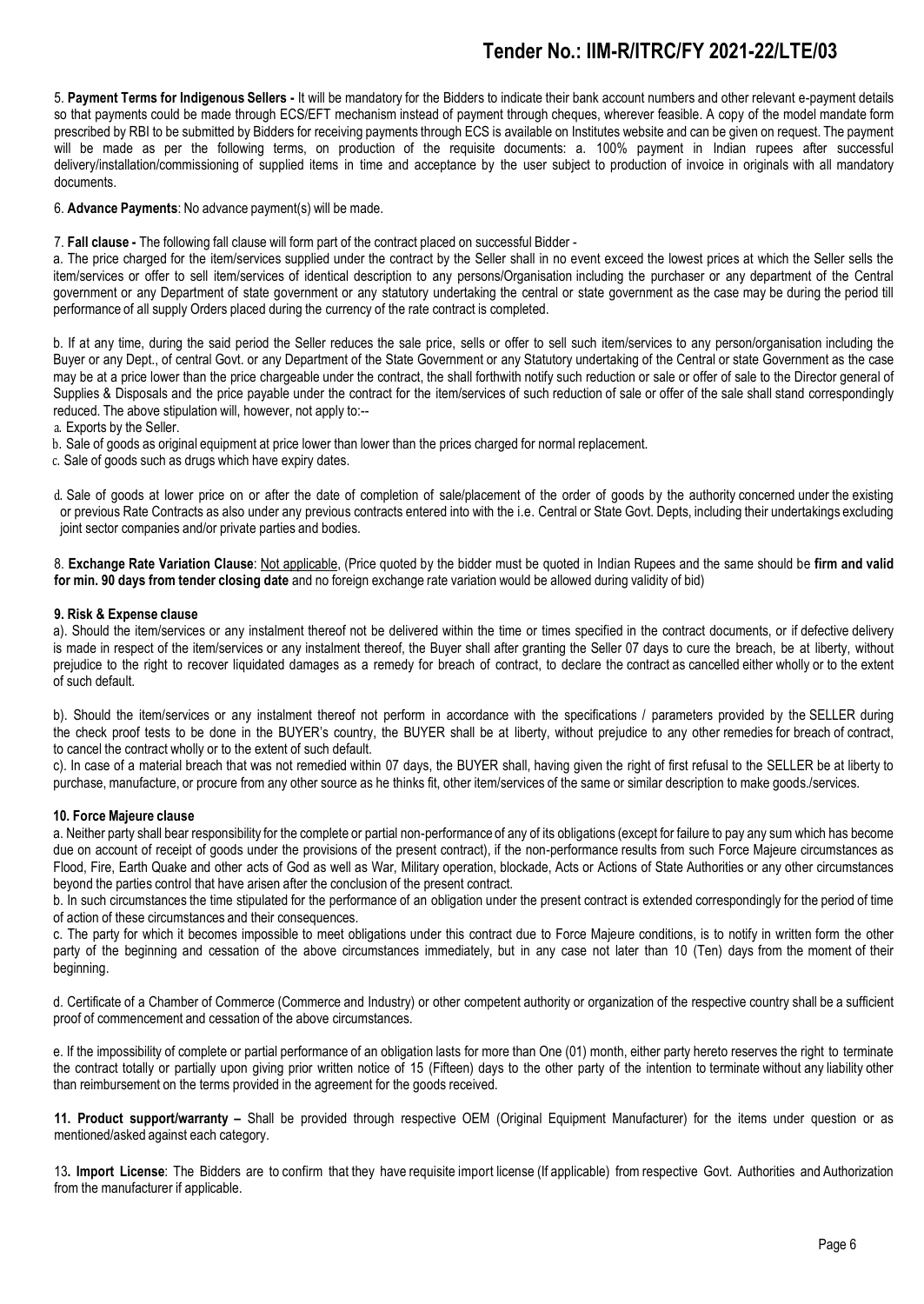5. **Payment Terms for Indigenous Sellers -** It will be mandatory for the Bidders to indicate their bank account numbers and other relevant e-payment details so that payments could be made through ECS/EFT mechanism instead of payment through cheques, wherever feasible. A copy of the model mandate form prescribed by RBI to be submitted by Bidders for receiving payments through ECS is available on Institutes website and can be given on request. The payment will be made as per the following terms, on production of the requisite documents: a. 100% payment in Indian rupees after successful delivery/installation/commissioning of supplied items in time and acceptance by the user subject to production of invoice in originals with all mandatory documents.

6. **Advance Payments**: No advance payment(s) will be made.

7. **Fall clause -** The following fall clause will form part of the contract placed on successful Bidder -

a. The price charged for the item/services supplied under the contract by the Seller shall in no event exceed the lowest prices at which the Seller sells the item/services or offer to sell item/services of identical description to any persons/Organisation including the purchaser or any department of the Central government or any Department of state government or any statutory undertaking the central or state government as the case may be during the period till performance of all supply Orders placed during the currency of the rate contract is completed.

b. If at any time, during the said period the Seller reduces the sale price, sells or offer to sell such item/services to any person/organisation including the Buyer or any Dept., of central Govt. or any Department of the State Government or any Statutory undertaking of the Central or state Government as the case may be at a price lower than the price chargeable under the contract, the shall forthwith notify such reduction or sale or offer of sale to the Director general of Supplies & Disposals and the price payable under the contract for the item/services of such reduction of sale or offer of the sale shall stand correspondingly reduced. The above stipulation will, however, not apply to:--

a. Exports by the Seller.

b. Sale of goods as original equipment at price lower than lower than the prices charged for normal replacement.

c. Sale of goods such as drugs which have expiry dates.

d. Sale of goods at lower price on or after the date of completion of sale/placement of the order of goods by the authority concerned under the existing or previous Rate Contracts as also under any previous contracts entered into with the i.e. Central or State Govt. Depts, including their undertakings excluding joint sector companies and/or private parties and bodies.

8. **Exchange Rate Variation Clause**: Not applicable, (Price quoted by the bidder must be quoted in Indian Rupees and the same should be **firm and valid for min. 90 days from tender closing date** and no foreign exchange rate variation would be allowed during validity of bid)

**9. Risk & Expense clause**

a). Should the item/services or any instalment thereof not be delivered within the time or times specified in the contract documents, or if defective delivery is made in respect of the item/services or any instalment thereof, the Buyer shall after granting the Seller 07 days to cure the breach, be at liberty, without prejudice to the right to recover liquidated damages as a remedy for breach of contract, to declare the contract as cancelled either wholly or to the extent of such default.

b). Should the item/services or any instalment thereof not perform in accordance with the specifications / parameters provided by the SELLER during the check proof tests to be done in the BUYER's country, the BUYER shall be at liberty, without prejudice to any other remedies for breach of contract, to cancel the contract wholly or to the extent of such default.

c). In case of a material breach that was not remedied within 07 days, the BUYER shall, having given the right of first refusal to the SELLER be at liberty to purchase, manufacture, or procure from any other source as he thinks fit, other item/services of the same or similar description to make goods./services.

**10. Force Majeure clause**

a. Neither party shall bear responsibility for the complete or partial non-performance of any of its obligations (except for failure to pay any sum which has become due on account of receipt of goods under the provisions of the present contract), if the non-performance results from such Force Majeure circumstances as Flood, Fire, Earth Quake and other acts of God as well as War, Military operation, blockade, Acts or Actions of State Authorities or any other circumstances beyond the parties control that have arisen after the conclusion of the present contract.

b. In such circumstances the time stipulated for the performance of an obligation under the present contract is extended correspondingly for the period of time of action of these circumstances and their consequences.

c. The party for which it becomes impossible to meet obligations under this contract due to Force Majeure conditions, is to notify in written form the other party of the beginning and cessation of the above circumstances immediately, but in any case not later than 10 (Ten) days from the moment of their beginning.

d. Certificate of a Chamber of Commerce (Commerce and Industry) or other competent authority or organization of the respective country shall be a sufficient proof of commencement and cessation of the above circumstances.

e. If the impossibility of complete or partial performance of an obligation lasts for more than One (01) month, either party hereto reserves the right to terminate the contract totally or partially upon giving prior written notice of 15 (Fifteen) days to the other party of the intention to terminate without any liability other than reimbursement on the terms provided in the agreement for the goods received.

**11. Product support/warranty –** Shall be provided through respective OEM (Original Equipment Manufacturer) for the items under question or as mentioned/asked against each category.

13**. Import License**: The Bidders are to confirm that they have requisite import license (If applicable) from respective Govt. Authorities and Authorization from the manufacturer if applicable.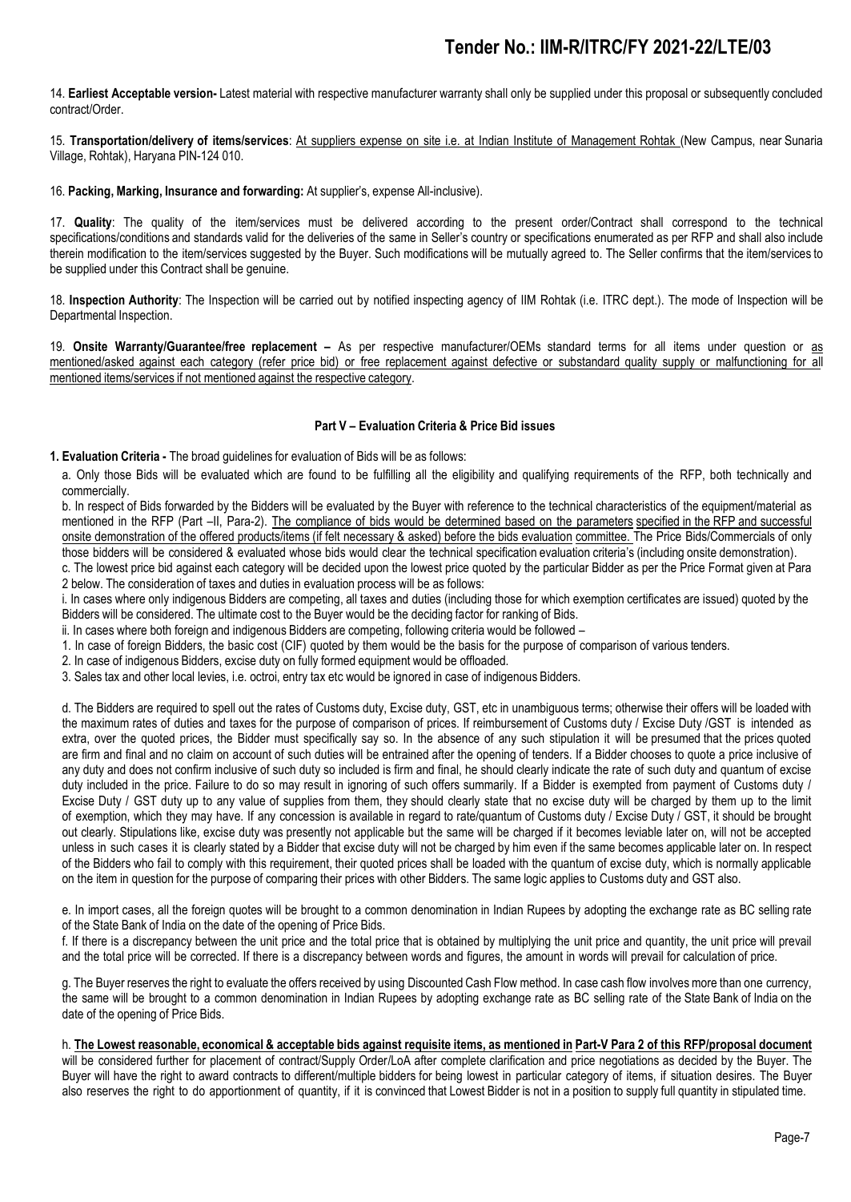14. **Earliest Acceptable version-** Latest material with respective manufacturer warranty shall only be supplied under this proposal or subsequently concluded contract/Order.

15. **Transportation/delivery of items/services**: At suppliers expense on site i.e. at Indian Institute of Management Rohtak (New Campus, near Sunaria Village, Rohtak), Haryana PIN-124 010.

16. **Packing, Marking, Insurance and forwarding:** At supplier's, expense All-inclusive).

17. **Quality**: The quality of the item/services must be delivered according to the present order/Contract shall correspond to the technical specifications/conditions and standards valid for the deliveries of the same in Seller's country or specifications enumerated as per RFP and shall also include therein modification to the item/services suggested by the Buyer. Such modifications will be mutually agreed to. The Seller confirms that the item/services to be supplied under this Contract shall be genuine.

18. **Inspection Authority**: The Inspection will be carried out by notified inspecting agency of IIM Rohtak (i.e. ITRC dept.). The mode of Inspection will be Departmental Inspection.

19. **Onsite Warranty/Guarantee/free replacement –** As per respective manufacturer/OEMs standard terms for all items under question or as mentioned/asked against each category (refer price bid) or free replacement against defective or substandard quality supply or malfunctioning for all mentioned items/services if not mentioned against the respective category.

### Part V – Evaluation Criteria & Price Bid issues

**1. Evaluation Criteria -** The broad guidelines for evaluation of Bids will be as follows:

a. Only those Bids will be evaluated which are found to be fulfilling all the eligibility and qualifying requirements of the RFP, both technically and commercially.

b. In respect of Bids forwarded by the Bidders will be evaluated by the Buyer with reference to the technical characteristics of the equipment/material as mentioned in the RFP (Part –II, Para-2). The compliance of bids would be determined based on the parameters specified in the RFP and successful onsite demonstration of the offered products/items (if felt necessary & asked) before the bids evaluation committee. The Price Bids/Commercials of only those bidders will be considered & evaluated whose bids would clear the technical specification evaluation criteria's (including onsite demonstration).

c. The lowest price bid against each category will be decided upon the lowest price quoted by the particular Bidder as per the Price Format given at Para 2 below. The consideration of taxes and duties in evaluation process will be as follows:

i. In cases where only indigenous Bidders are competing, all taxes and duties (including those for which exemption certificates are issued) quoted by the Bidders will be considered. The ultimate cost to the Buyer would be the deciding factor for ranking of Bids.

ii. In cases where both foreign and indigenous Bidders are competing, following criteria would be followed –

1. In case of foreign Bidders, the basic cost (CIF) quoted by them would be the basis for the purpose of comparison of various tenders.
2. In case of indigenous Bidders, excise duty on fully formed equipment would be offloaded.
3. Sales tax and other local levies, i.e. octroi, entry tax etc would be ignored in case of indigenous Bidders.

d. The Bidders are required to spell out the rates of Customs duty, Excise duty, GST, etc in unambiguous terms; otherwise their offers will be loaded with the maximum rates of duties and taxes for the purpose of comparison of prices. If reimbursement of Customs duty / Excise Duty /GST is intended as extra, over the quoted prices, the Bidder must specifically say so. In the absence of any such stipulation it will be presumed that the prices quoted are firm and final and no claim on account of such duties will be entrained after the opening of tenders. If a Bidder chooses to quote a price inclusive of any duty and does not confirm inclusive of such duty so included is firm and final, he should clearly indicate the rate of such duty and quantum of excise duty included in the price. Failure to do so may result in ignoring of such offers summarily. If a Bidder is exempted from payment of Customs duty / Excise Duty / GST duty up to any value of supplies from them, they should clearly state that no excise duty will be charged by them up to the limit of exemption, which they may have. If any concession is available in regard to rate/quantum of Customs duty / Excise Duty / GST, it should be brought out clearly. Stipulations like, excise duty was presently not applicable but the same will be charged if it becomes leviable later on, will not be accepted unless in such cases it is clearly stated by a Bidder that excise duty will not be charged by him even if the same becomes applicable later on. In respect of the Bidders who fail to comply with this requirement, their quoted prices shall be loaded with the quantum of excise duty, which is normally applicable on the item in question for the purpose of comparing their prices with other Bidders. The same logic applies to Customs duty and GST also.

e. In import cases, all the foreign quotes will be brought to a common denomination in Indian Rupees by adopting the exchange rate as BC selling rate of the State Bank of India on the date of the opening of Price Bids.

f. If there is a discrepancy between the unit price and the total price that is obtained by multiplying the unit price and quantity, the unit price will prevail and the total price will be corrected. If there is a discrepancy between words and figures, the amount in words will prevail for calculation of price.

g. The Buyer reserves the right to evaluate the offers received by using Discounted Cash Flow method. In case cash flow involves more than one currency, the same will be brought to a common denomination in Indian Rupees by adopting exchange rate as BC selling rate of the State Bank of India on the date of the opening of Price Bids.

h. **The Lowest reasonable, economical & acceptable bids against requisite items, as mentioned in Part-V Para 2 of this RFP/proposal document** will be considered further for placement of contract/Supply Order/LoA after complete clarification and price negotiations as decided by the Buyer. The Buyer will have the right to award contracts to different/multiple bidders for being lowest in particular category of items, if situation desires. The Buyer also reserves the right to do apportionment of quantity, if it is convinced that Lowest Bidder is not in a position to supply full quantity in stipulated time.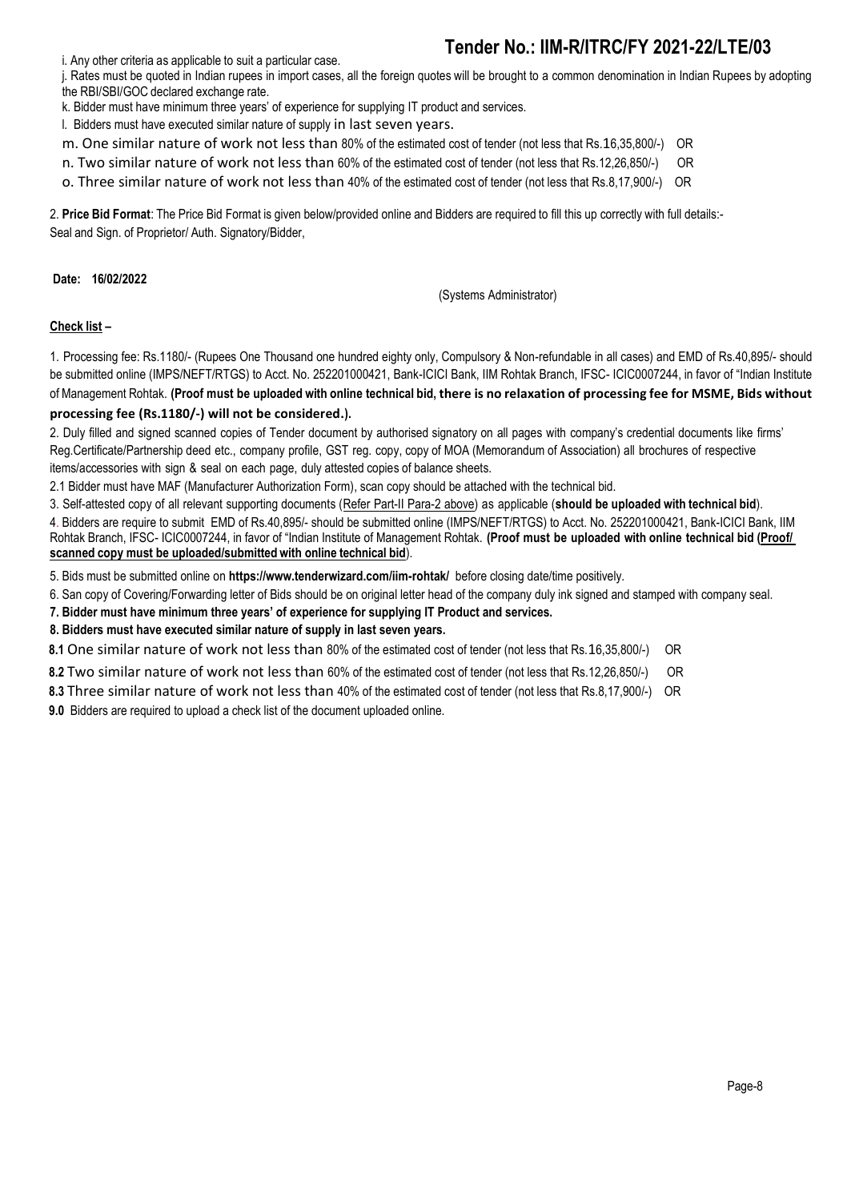# Tender No.: IIM-R/ITRC/FY 2021-22/LTE/03

i. Any other criteria as applicable to suit a particular case.

j. Rates must be quoted in Indian rupees in import cases, all the foreign quotes will be brought to a common denomination in Indian Rupees by adopting the RBI/SBI/GOC declared exchange rate.

k. Bidder must have minimum three years' of experience for supplying IT product and services.

l. Bidders must have executed similar nature of supply in last seven years.

m. One similar nature of work not less than 80% of the estimated cost of tender (not less that Rs.16,35,800/-) OR

n. Two similar nature of work not less than 60% of the estimated cost of tender (not less that Rs.12,26,850/-) OR

o. Three similar nature of work not less than 40% of the estimated cost of tender (not less that Rs.8,17,900/-) OR

2. **Price Bid Format**: The Price Bid Format is given below/provided online and Bidders are required to fill this up correctly with full details:-
Seal and Sign. of Proprietor/ Auth. Signatory/Bidder,

**Date: 16/02/2022**

(Systems Administrator)

**<u>Check list</u> –**

1. Processing fee: Rs.1180/- (Rupees One Thousand one hundred eighty only, Compulsory & Non-refundable in all cases) and EMD of Rs.40,895/- should be submitted online (IMPS/NEFT/RTGS) to Acct. No. 252201000421, Bank-ICICI Bank, IIM Rohtak Branch, IFSC- ICIC0007244, in favor of "Indian Institute of Management Rohtak. **(Proof must be uploaded with online technical bid, there is no relaxation of processing fee for MSME, Bids without processing fee (Rs.1180/-) will not be considered.).**

2. Duly filled and signed scanned copies of Tender document by authorised signatory on all pages with company's credential documents like firms' Reg.Certificate/Partnership deed etc., company profile, GST reg. copy, copy of MOA (Memorandum of Association) all brochures of respective items/accessories with sign & seal on each page, duly attested copies of balance sheets.

2.1 Bidder must have MAF (Manufacturer Authorization Form), scan copy should be attached with the technical bid.

3. Self-attested copy of all relevant supporting documents (<u>Refer Part-II Para-2 above</u>) as applicable (**should be uploaded with technical bid**).

4. Bidders are require to submit EMD of Rs.40,895/- should be submitted online (IMPS/NEFT/RTGS) to Acct. No. 252201000421, Bank-ICICI Bank, IIM Rohtak Branch, IFSC- ICIC0007244, in favor of "Indian Institute of Management Rohtak. **(Proof must be uploaded with online technical bid (<u>Proof/ scanned copy must be uploaded/submitted with online technical bid</u>**).

5. Bids must be submitted online on **https://www.tenderwizard.com/iim-rohtak/** before closing date/time positively.

6. San copy of Covering/Forwarding letter of Bids should be on original letter head of the company duly ink signed and stamped with company seal.

**7. Bidder must have minimum three years' of experience for supplying IT Product and services.**

**8. Bidders must have executed similar nature of supply in last seven years.**

**8.1** One similar nature of work not less than 80% of the estimated cost of tender (not less that Rs.16,35,800/-) OR

**8.2** Two similar nature of work not less than 60% of the estimated cost of tender (not less that Rs.12,26,850/-) OR

**8.3** Three similar nature of work not less than 40% of the estimated cost of tender (not less that Rs.8,17,900/-) OR

**9.0** Bidders are required to upload a check list of the document uploaded online.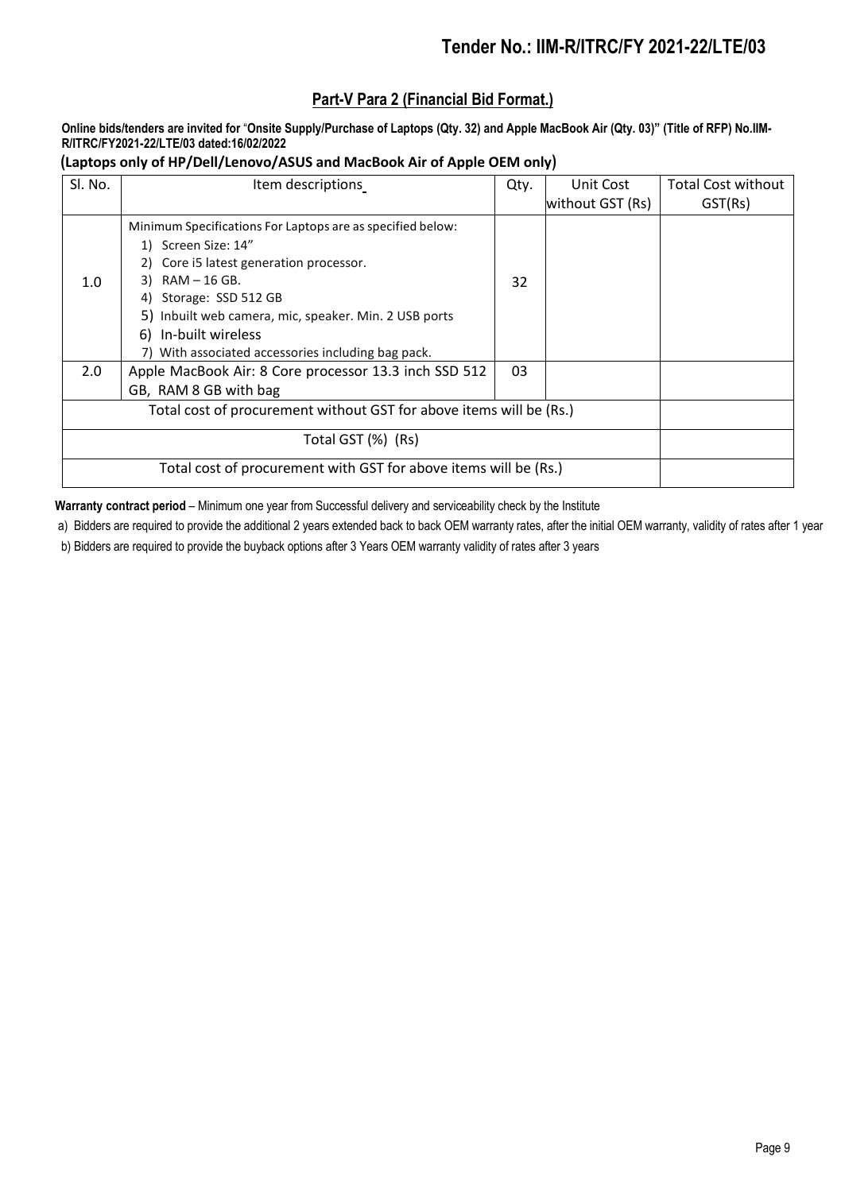## Part-V Para 2 (Financial Bid Format.)

**Online bids/tenders are invited for "Onsite Supply/Purchase of Laptops (Qty. 32) and Apple MacBook Air (Qty. 03)" (Title of RFP) No.IIM-R/ITRC/FY2021-22/LTE/03 dated:16/02/2022**

**(Laptops only of HP/Dell/Lenovo/ASUS and MacBook Air of Apple OEM only)**

| Sl. No. | Item descriptions | Qty. | Unit Cost without GST (Rs) | Total Cost without GST(Rs) |
|---|---|---|---|---|
| 1.0 | Minimum Specifications For Laptops are as specified below:<br>1) Screen Size: 14"<br>2) Core i5 latest generation processor.<br>3) RAM – 16 GB.<br>4) Storage: SSD 512 GB<br>5) Inbuilt web camera, mic, speaker. Min. 2 USB ports<br>6) In-built wireless<br>7) With associated accessories including bag pack. | 32 | | |
| 2.0 | Apple MacBook Air: 8 Core processor 13.3 inch SSD 512 GB, RAM 8 GB with bag | 03 | | |
| Total cost of procurement without GST for above items will be (Rs.) | | | | |
| Total GST (%) (Rs) | | | | |
| Total cost of procurement with GST for above items will be (Rs.) | | | | |

**Warranty contract period** – Minimum one year from Successful delivery and serviceability check by the Institute

a) Bidders are required to provide the additional 2 years extended back to back OEM warranty rates, after the initial OEM warranty, validity of rates after 1 year

b) Bidders are required to provide the buyback options after 3 Years OEM warranty validity of rates after 3 years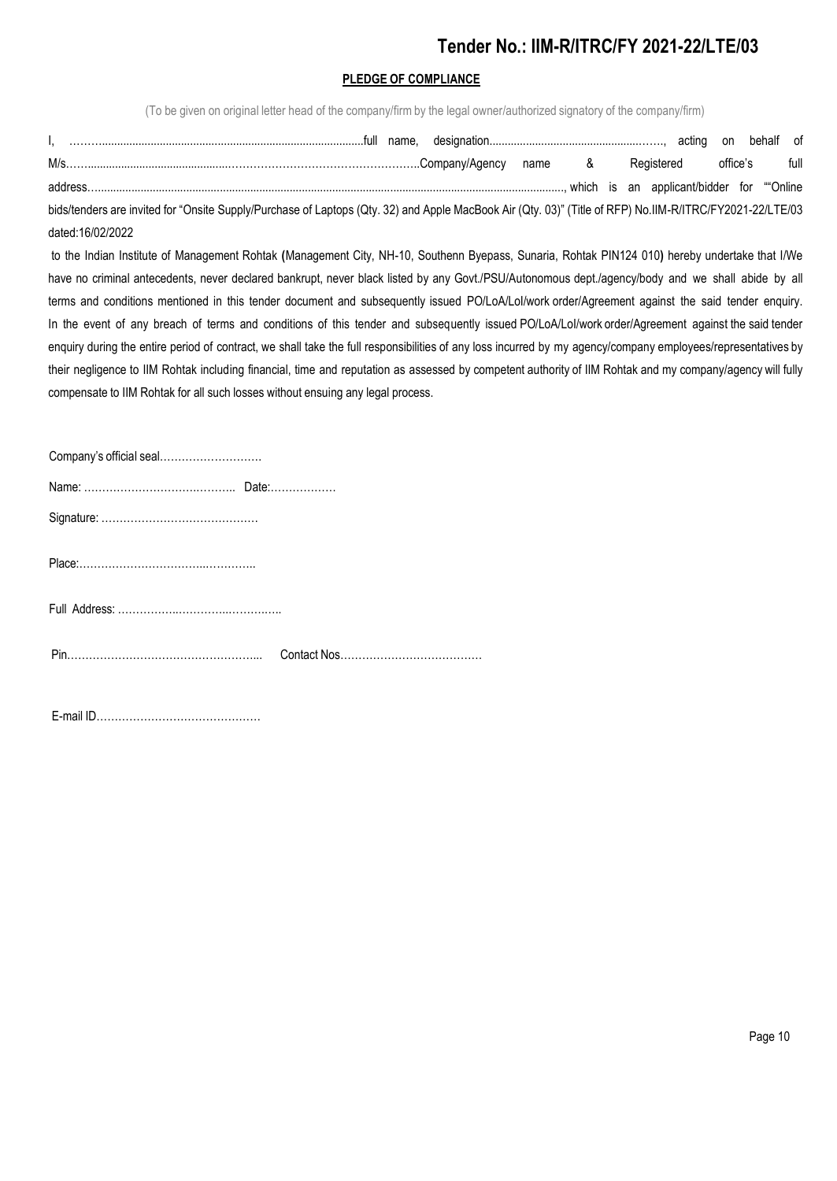**Tender No.: IIM-R/ITRC/FY 2021-22/LTE/03**

## PLEDGE OF COMPLIANCE

(To be given on original letter head of the company/firm by the legal owner/authorized signatory of the company/firm)

I, ……….......................................................................................full name, designation..........................................................……., acting on behalf of M/s……...................................................………………………………………….Company/Agency name & Registered office's full address…......................................................................................................................................................., which is an applicant/bidder for ""Online bids/tenders are invited for "Onsite Supply/Purchase of Laptops (Qty. 32) and Apple MacBook Air (Qty. 03)" (Title of RFP) No.IIM-R/ITRC/FY2021-22/LTE/03 dated:16/02/2022

to the Indian Institute of Management Rohtak **(**Management City, NH-10, Southenn Byepass, Sunaria, Rohtak PIN124 010**)** hereby undertake that I/We have no criminal antecedents, never declared bankrupt, never black listed by any Govt./PSU/Autonomous dept./agency/body and we shall abide by all terms and conditions mentioned in this tender document and subsequently issued PO/LoA/LoI/work order/Agreement against the said tender enquiry. In the event of any breach of terms and conditions of this tender and subsequently issued PO/LoA/LoI/work order/Agreement against the said tender enquiry during the entire period of contract, we shall take the full responsibilities of any loss incurred by my agency/company employees/representatives by their negligence to IIM Rohtak including financial, time and reputation as assessed by competent authority of IIM Rohtak and my company/agency will fully compensate to IIM Rohtak for all such losses without ensuing any legal process.

Company's official seal……………………….

Name: …………………………..……….. Date:………………

Signature: ……………………………………

Place:…………………………..………..

Full Address: …………..…………..………..

Pin…………………………………………... Contact Nos…………………………………

E-mail ID………………………………………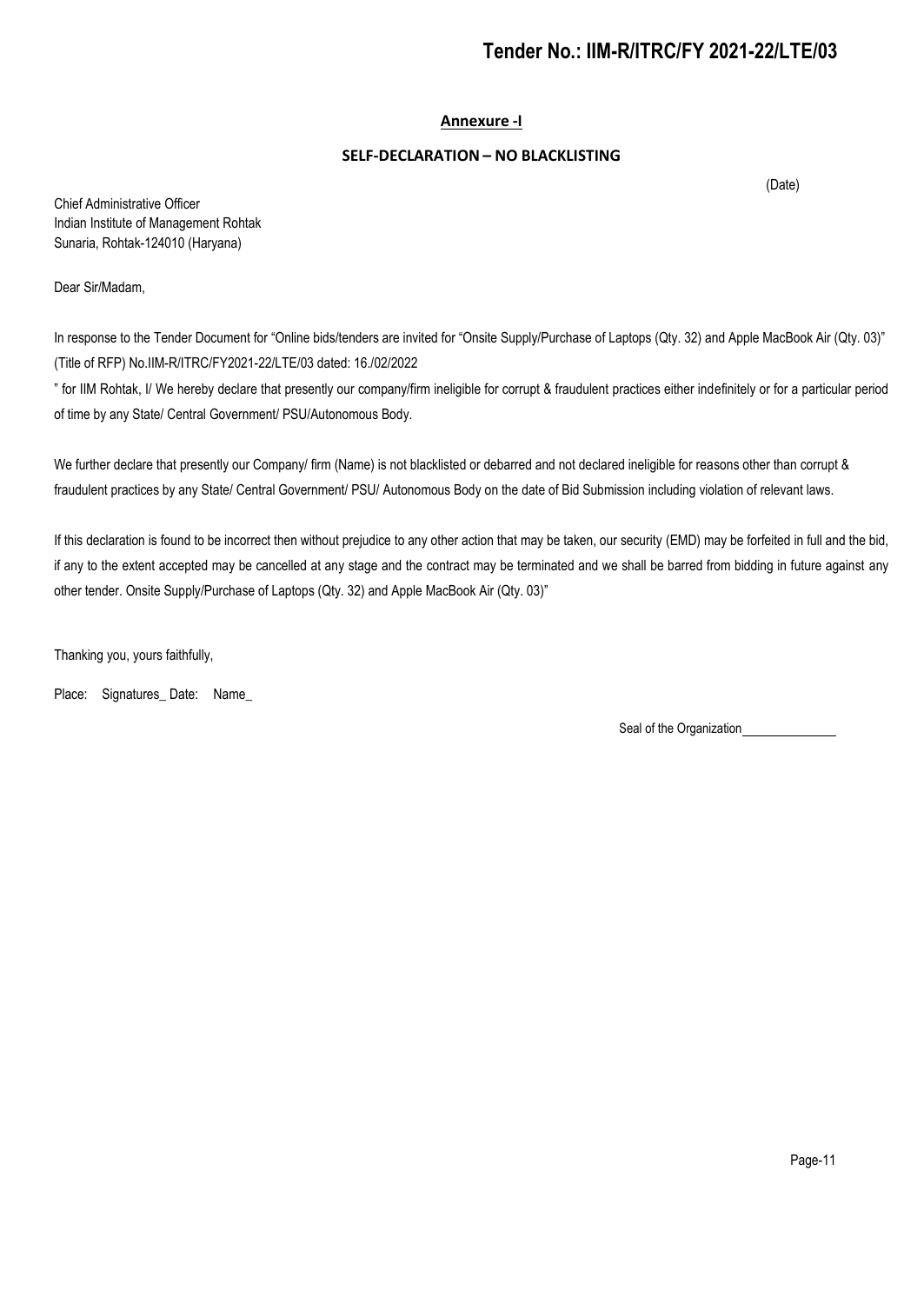## Annexure -I

### SELF-DECLARATION – NO BLACKLISTING

(Date)

Chief Administrative Officer
Indian Institute of Management Rohtak
Sunaria, Rohtak-124010 (Haryana)

Dear Sir/Madam,

In response to the Tender Document for "Online bids/tenders are invited for "Onsite Supply/Purchase of Laptops (Qty. 32) and Apple MacBook Air (Qty. 03)" (Title of RFP) No.IIM-R/ITRC/FY2021-22/LTE/03 dated: 16./02/2022

" for IIM Rohtak, I/ We hereby declare that presently our company/firm ineligible for corrupt & fraudulent practices either indefinitely or for a particular period of time by any State/ Central Government/ PSU/Autonomous Body.

We further declare that presently our Company/ firm (Name) is not blacklisted or debarred and not declared ineligible for reasons other than corrupt & fraudulent practices by any State/ Central Government/ PSU/ Autonomous Body on the date of Bid Submission including violation of relevant laws.

If this declaration is found to be incorrect then without prejudice to any other action that may be taken, our security (EMD) may be forfeited in full and the bid, if any to the extent accepted may be cancelled at any stage and the contract may be terminated and we shall be barred from bidding in future against any other tender. Onsite Supply/Purchase of Laptops (Qty. 32) and Apple MacBook Air (Qty. 03)"

Thanking you, yours faithfully,

Place: Signatures_ Date: Name_

Seal of the Organization______________